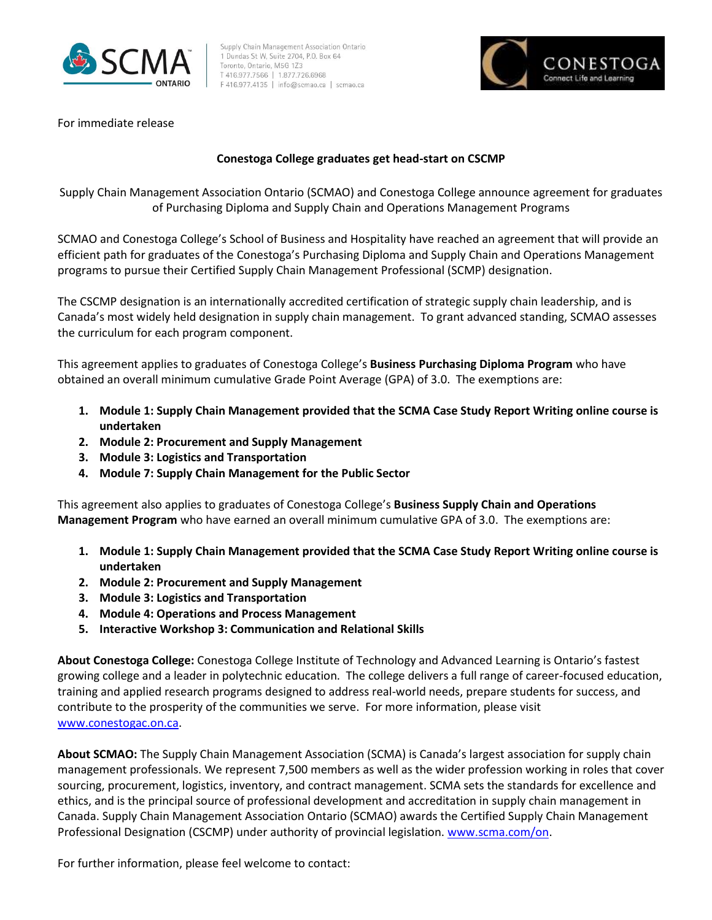Supply Chain Management Association Ontario
1 Dundas St W, Suite 2704, P.O. Box 64
Toronto, Ontario, M5G 1Z3
T 416.977.7566 | 1.877.726.6968
F 416.977.4135 | info@scmao.ca | scmao.ca

For immediate release

**Conestoga College graduates get head-start on CSCMP**

Supply Chain Management Association Ontario (SCMAO) and Conestoga College announce agreement for graduates of Purchasing Diploma and Supply Chain and Operations Management Programs

SCMAO and Conestoga College's School of Business and Hospitality have reached an agreement that will provide an efficient path for graduates of the Conestoga's Purchasing Diploma and Supply Chain and Operations Management programs to pursue their Certified Supply Chain Management Professional (SCMP) designation.

The CSCMP designation is an internationally accredited certification of strategic supply chain leadership, and is Canada's most widely held designation in supply chain management. To grant advanced standing, SCMAO assesses the curriculum for each program component.

This agreement applies to graduates of Conestoga College's **Business Purchasing Diploma Program** who have obtained an overall minimum cumulative Grade Point Average (GPA) of 3.0. The exemptions are:

1. **Module 1: Supply Chain Management provided that the SCMA Case Study Report Writing online course is undertaken**
2. **Module 2: Procurement and Supply Management**
3. **Module 3: Logistics and Transportation**
4. **Module 7: Supply Chain Management for the Public Sector**

This agreement also applies to graduates of Conestoga College's **Business Supply Chain and Operations Management Program** who have earned an overall minimum cumulative GPA of 3.0. The exemptions are:

1. **Module 1: Supply Chain Management provided that the SCMA Case Study Report Writing online course is undertaken**
2. **Module 2: Procurement and Supply Management**
3. **Module 3: Logistics and Transportation**
4. **Module 4: Operations and Process Management**
5. **Interactive Workshop 3: Communication and Relational Skills**

**About Conestoga College:** Conestoga College Institute of Technology and Advanced Learning is Ontario's fastest growing college and a leader in polytechnic education. The college delivers a full range of career-focused education, training and applied research programs designed to address real-world needs, prepare students for success, and contribute to the prosperity of the communities we serve. For more information, please visit www.conestogac.on.ca.

**About SCMAO:** The Supply Chain Management Association (SCMA) is Canada's largest association for supply chain management professionals. We represent 7,500 members as well as the wider profession working in roles that cover sourcing, procurement, logistics, inventory, and contract management. SCMA sets the standards for excellence and ethics, and is the principal source of professional development and accreditation in supply chain management in Canada. Supply Chain Management Association Ontario (SCMAO) awards the Certified Supply Chain Management Professional Designation (CSCMP) under authority of provincial legislation. www.scma.com/on.

For further information, please feel welcome to contact: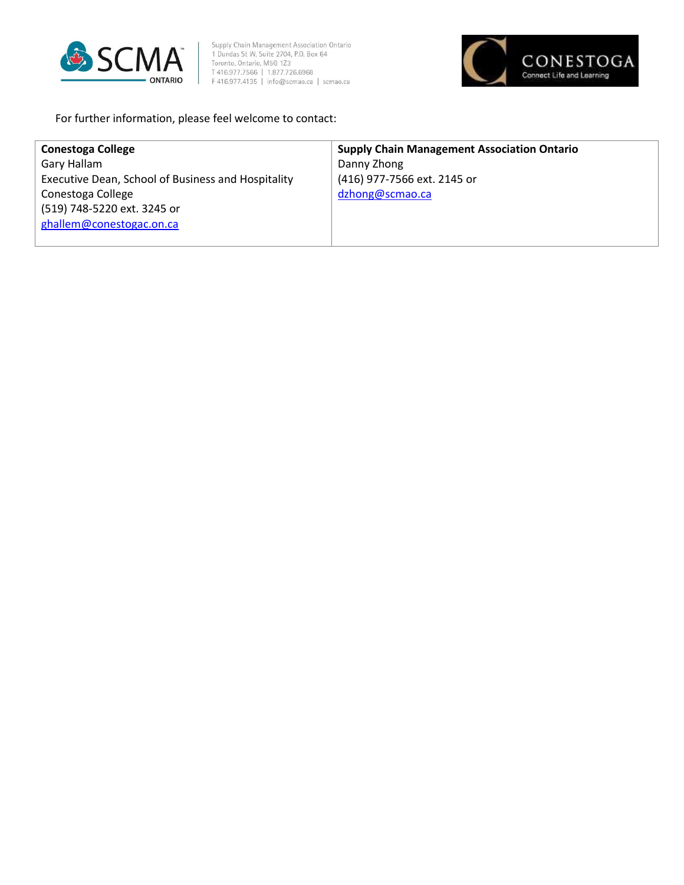Supply Chain Management Association Ontario
1 Dundas St W, Suite 2704, P.O. Box 64
Toronto, Ontario, M5G 1Z3
T 416.977.7566 | 1.877.726.6968
F 416.977.4135 | info@scmao.ca | scmao.ca

For further information, please feel welcome to contact:

| | |
|---|---|
| **Conestoga College**<br>Gary Hallam<br>Executive Dean, School of Business and Hospitality<br>Conestoga College<br>(519) 748-5220 ext. 3245 or<br>ghallem@conestogac.on.ca | **Supply Chain Management Association Ontario**<br>Danny Zhong<br>(416) 977-7566 ext. 2145 or<br>dzhong@scmao.ca |